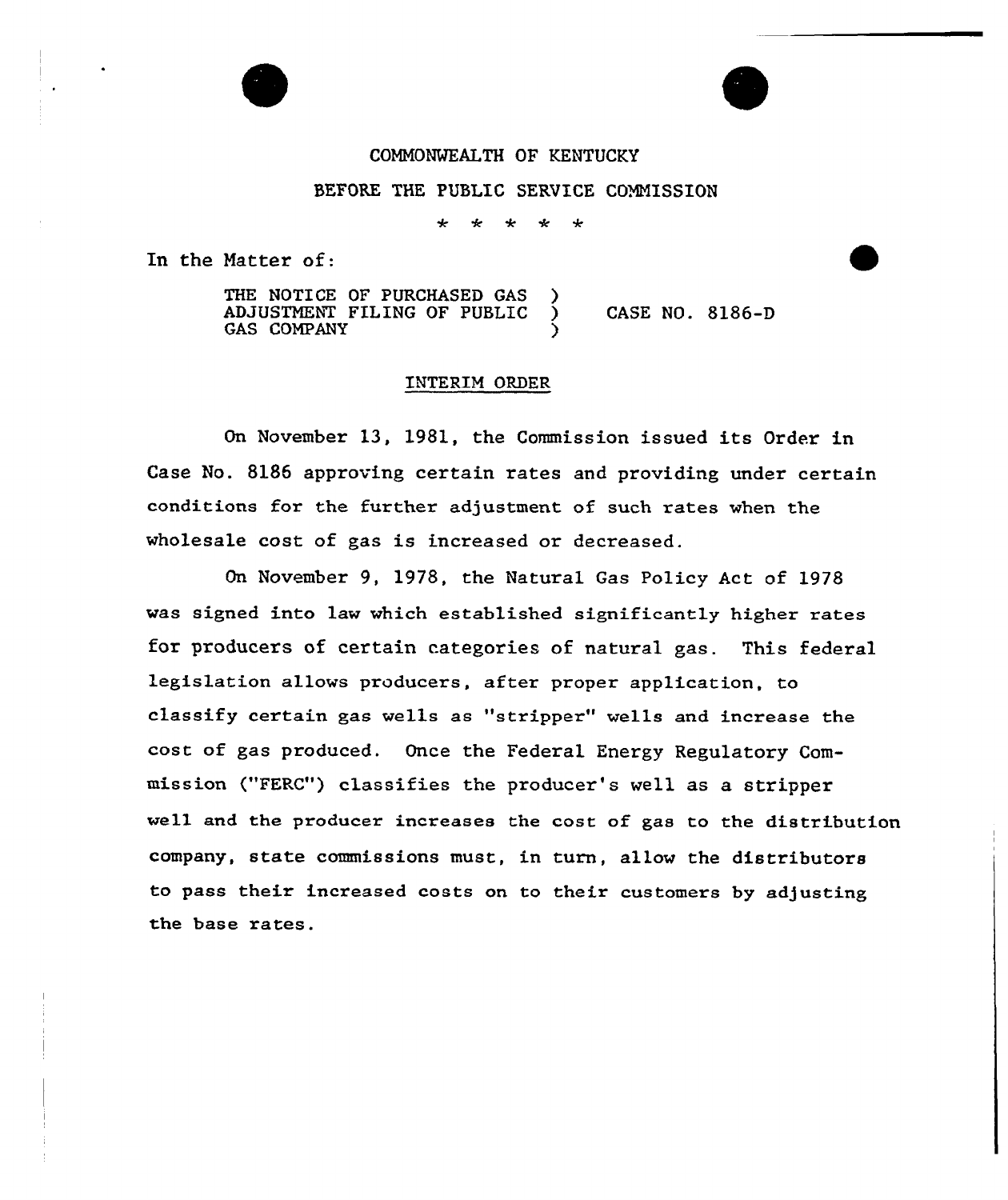COMMONWEALTH OF KENTUCKY

BEFORE THE PUBLIC SERVICE COMMISSION

\* \* \* \* \*

In the Matter of:

| | | |
|---|---|---|
| THE NOTICE OF PURCHASED GAS ADJUSTMENT FILING OF PUBLIC GAS COMPANY | ) ) ) | CASE NO. 8186-D |

## INTERIM ORDER

On November 13, 1981, the Commission issued its Order in Case No. 8186 approving certain rates and providing under certain conditions for the further adjustment of such rates when the wholesale cost of gas is increased or decreased.

On November 9, 1978, the Natural Gas Policy Act of 1978 was signed into law which established significantly higher rates for producers of certain categories of natural gas. This federal legislation allows producers, after proper application, to classify certain gas wells as "stripper" wells and increase the cost of gas produced. Once the Federal Energy Regulatory Commission ("FERC") classifies the producer's well as a stripper well and the producer increases the cost of gas to the distribution company, state commissions must, in turn, allow the distributors to pass their increased costs on to their customers by adjusting the base rates.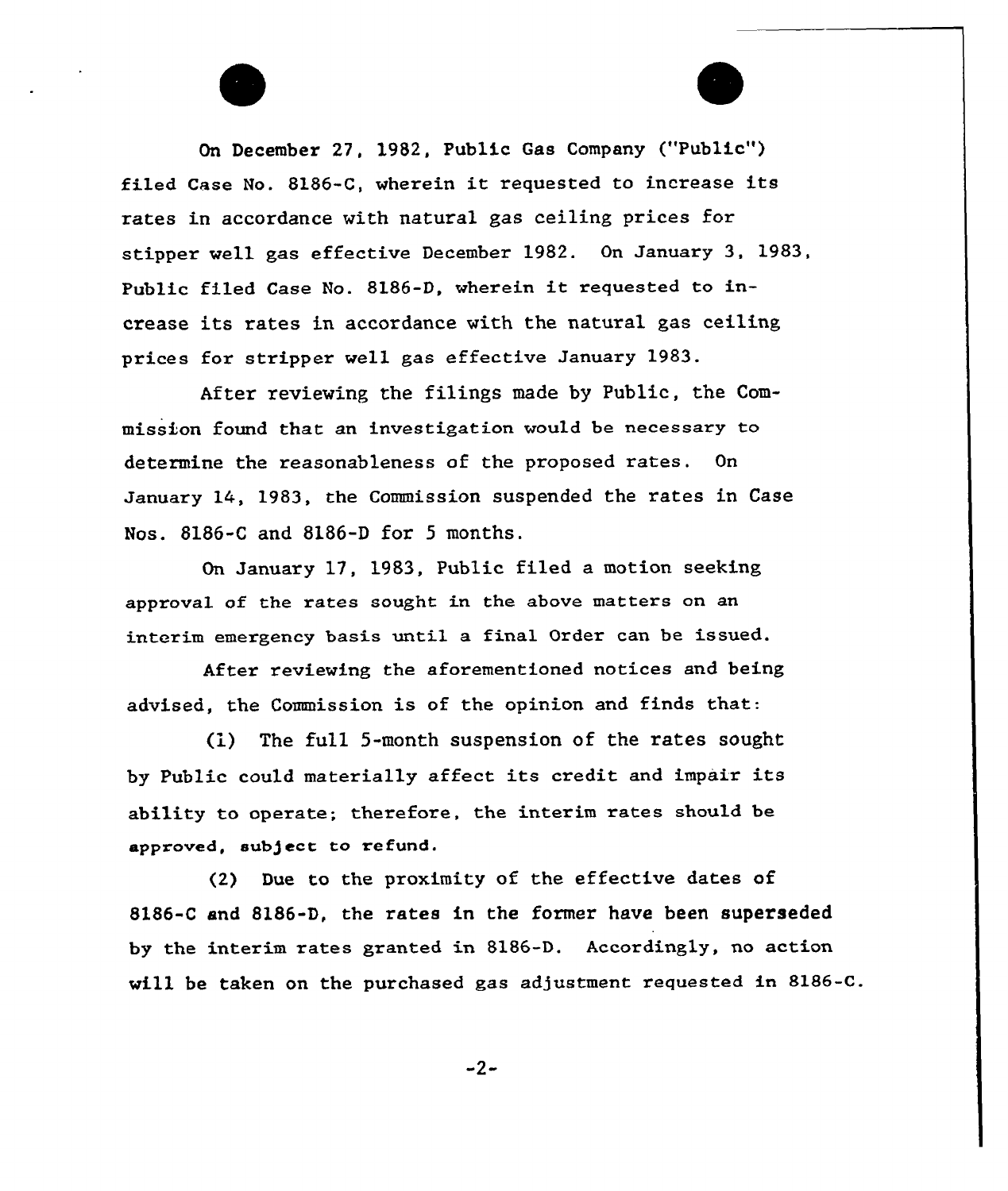On December 27, 1982, Public Gas Company ("Public") filed Case No. 8186-C, wherein it requested to increase its rates in accordance with natural gas ceiling prices for stripper well gas effective December 1982. On January 3, 1983, Public filed Case No. 8186-D, wherein it requested to increase its rates in accordance with the natural gas ceiling prices for stripper well gas effective January 1983.

After reviewing the filings made by Public, the Commission found that an investigation would be necessary to determine the reasonableness of the proposed rates. On January 14, 1983, the Commission suspended the rates in Case Nos. 8186-C and 8186-D for 5 months.

On January 17, 1983, Public filed a motion seeking approval of the rates sought in the above matters on an interim emergency basis until a final Order can be issued.

After reviewing the aforementioned notices and being advised, the Commission is of the opinion and finds that:

(1) The full 5-month suspension of the rates sought by Public could materially affect its credit and impair its ability to operate; therefore, the interim rates should be approved, subject to refund.

(2) Due to the proximity of the effective dates of 8186-C and 8186-D, the rates in the former have been superseded by the interim rates granted in 8186-D. Accordingly, no action will be taken on the purchased gas adjustment requested in 8186-C.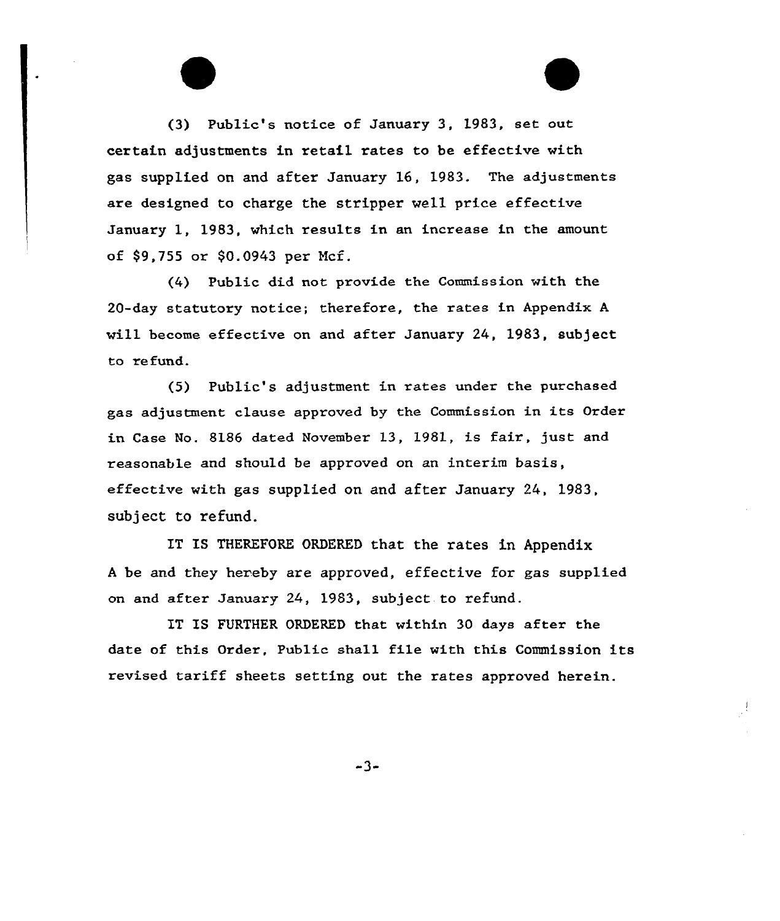(3) Public's notice of January 3, 1983, set out certain adjustments in retail rates to be effective with gas supplied on and after January 16, 1983. The adjustments are designed to charge the stripper well price effective January 1, 1983, which results in an increase in the amount of $9,755 or $0.0943 per Mcf.

(4) Public did not provide the Commission with the 20-day statutory notice; therefore, the rates in Appendix A will become effective on and after January 24, 1983, subject to refund.

(5) Public's adjustment in rates under the purchased gas adjustment clause approved by the Commission in its Order in Case No. 8186 dated November 13, 1981, is fair, just and reasonable and should be approved on an interim basis, effective with gas supplied on and after January 24, 1983, subject to refund.

IT IS THEREFORE ORDERED that the rates in Appendix A be and they hereby are approved, effective for gas supplied on and after January 24, 1983, subject to refund.

IT IS FURTHER ORDERED that within 30 days after the date of this Order, Public shall file with this Commission its revised tariff sheets setting out the rates approved herein.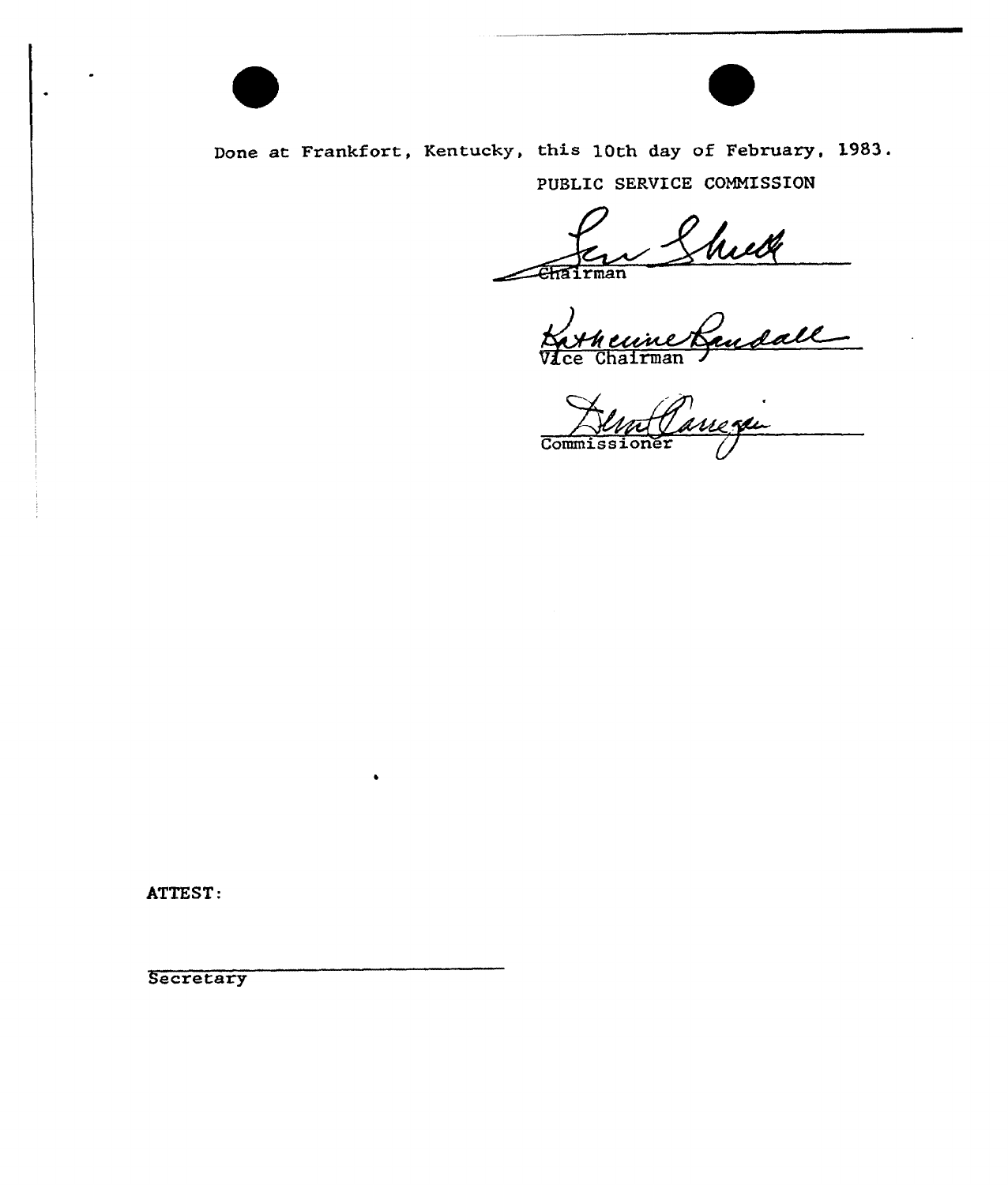Done at Frankfort, Kentucky, this 10th day of February, 1983.

PUBLIC SERVICE COMMISSION

Chairman

Vice Chairman

Commissioner

ATTEST:

Secretary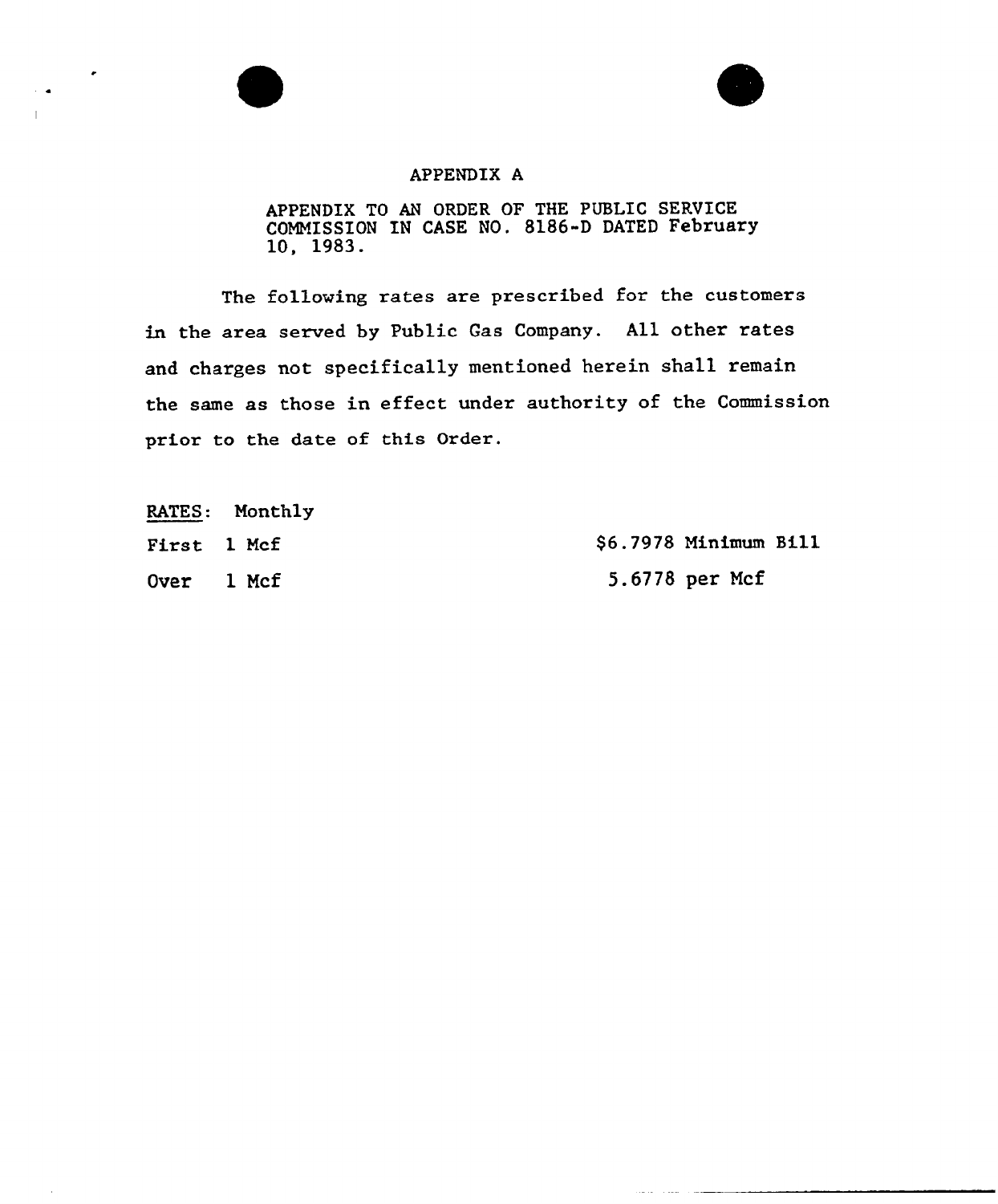# APPENDIX A

APPENDIX TO AN ORDER OF THE PUBLIC SERVICE COMMISSION IN CASE NO. 8186-D DATED February 10, 1983.

The following rates are prescribed for the customers in the area served by Public Gas Company. All other rates and charges not specifically mentioned herein shall remain the same as those in effect under authority of the Commission prior to the date of this Order.

| RATES: Monthly | |
|---|---|
| First 1 Mcf | $6.7978 Minimum Bill |
| Over 1 Mcf | 5.6778 per Mcf |